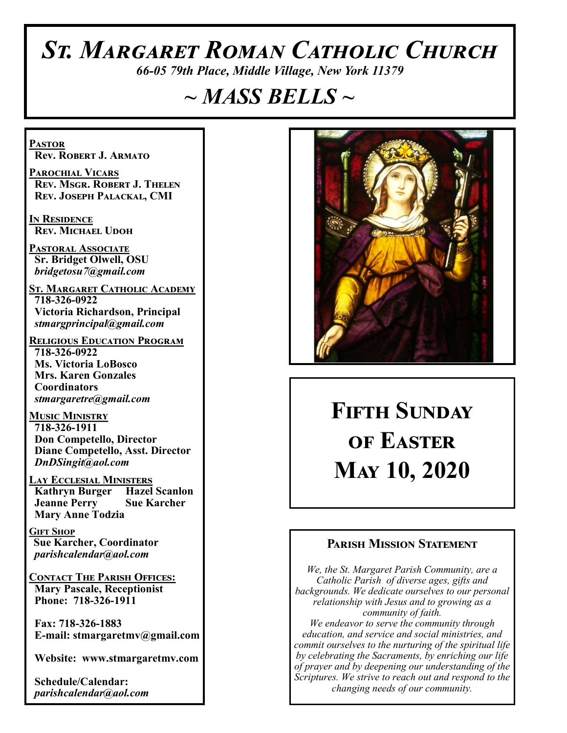# *St. Margaret Roman Catholic Church*

*66-05 79th Place, Middle Village, New York 11379*

## *~ MASS BELLS ~*

**Pastor**
**Rev. Robert J. Armato**

**Parochial Vicars**
**Rev. Msgr. Robert J. Thelen**
**Rev. Joseph Palackal, CMI**

**In Residence**
**Rev. Michael Udoh**

**Pastoral Associate**
**Sr. Bridget Olwell, OSU**
*bridgetosu7@gmail.com*

**St. Margaret Catholic Academy**
**718-326-0922**
**Victoria Richardson, Principal**
*stmargprincipal@gmail.com*

**Religious Education Program**
**718-326-0922**
**Ms. Victoria LoBosco**
**Mrs. Karen Gonzales**
**Coordinators**
*stmargaretre@gmail.com*

**Music Ministry**
**718-326-1911**
**Don Competello, Director**
**Diane Competello, Asst. Director**
*DnDSingit@aol.com*

**Lay Ecclesial Ministers**
**Kathryn Burger**
**Hazel Scanlon**
**Jeanne Perry**
**Sue Karcher**
**Mary Anne Todzia**

**Gift Shop**
**Sue Karcher, Coordinator**
*parishcalendar@aol.com*

**Contact The Parish Offices:**
**Mary Pascale, Receptionist**
**Phone: 718-326-1911**

**Fax: 718-326-1883**
**E-mail: stmargaretmv@gmail.com**

**Website: www.stmargaretmv.com**

**Schedule/Calendar:**
*parishcalendar@aol.com*

# Fifth Sunday of Easter May 10, 2020

### Parish Mission Statement

*We, the St. Margaret Parish Community, are a Catholic Parish of diverse ages, gifts and backgrounds. We dedicate ourselves to our personal relationship with Jesus and to growing as a community of faith.*
*We endeavor to serve the community through education, and service and social ministries, and commit ourselves to the nurturing of the spiritual life by celebrating the Sacraments, by enriching our life of prayer and by deepening our understanding of the Scriptures. We strive to reach out and respond to the changing needs of our community.*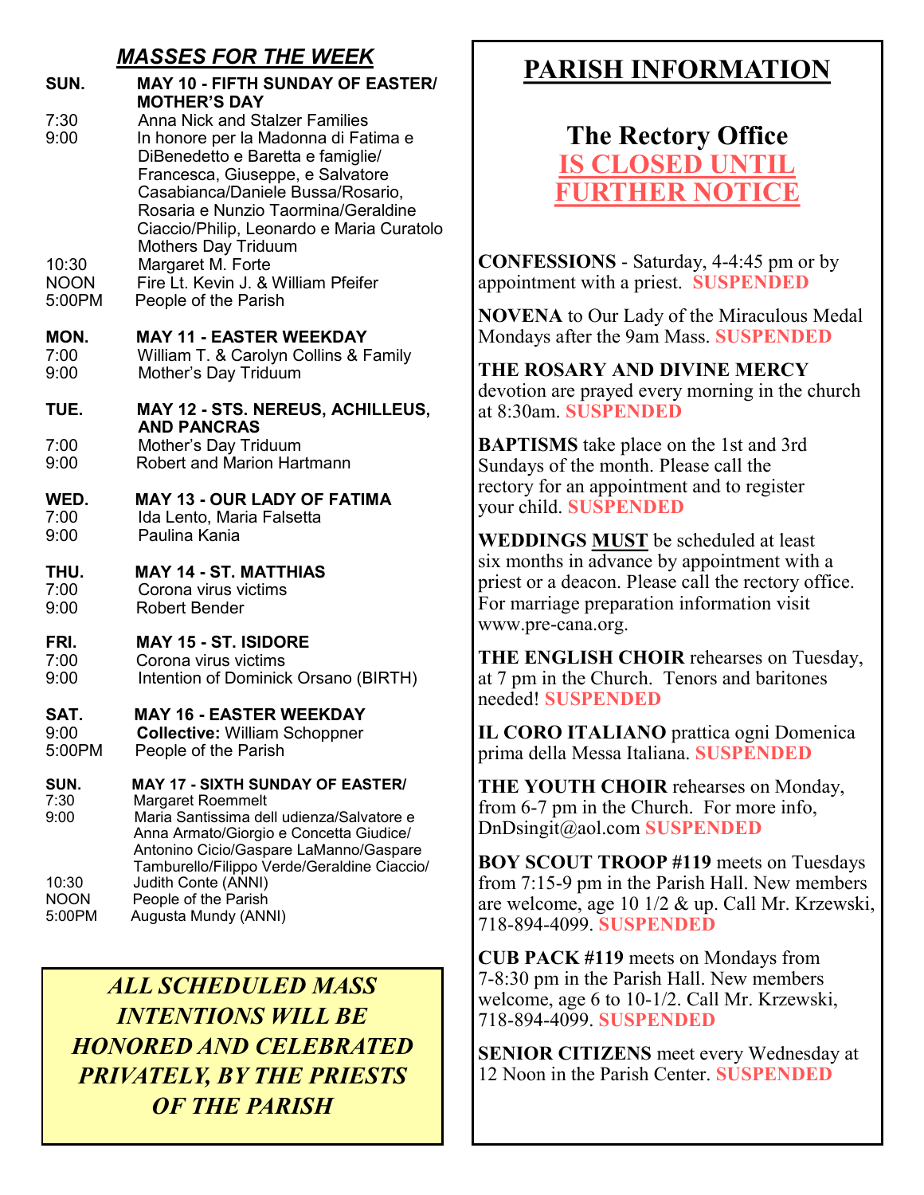## *MASSES FOR THE WEEK*

**SUN.** **MAY 10 - FIFTH SUNDAY OF EASTER/ MOTHER'S DAY**

- 7:30 Anna Nick and Stalzer Families
- 9:00 In honore per la Madonna di Fatima e DiBenedetto e Baretta e famiglie/ Francesca, Giuseppe, e Salvatore Casabianca/Daniele Bussa/Rosario, Rosaria e Nunzio Taormina/Geraldine Ciaccio/Philip, Leonardo e Maria Curatolo Mothers Day Triduum
- 10:30 Margaret M. Forte
- NOON Fire Lt. Kevin J. & William Pfeifer
- 5:00PM People of the Parish

**MON.** **MAY 11 - EASTER WEEKDAY**

- 7:00 William T. & Carolyn Collins & Family
- 9:00 Mother's Day Triduum

**TUE.** **MAY 12 - STS. NEREUS, ACHILLEUS, AND PANCRAS**

- 7:00 Mother's Day Triduum
- 9:00 Robert and Marion Hartmann

**WED.** **MAY 13 - OUR LADY OF FATIMA**

- 7:00 Ida Lento, Maria Falsetta
- 9:00 Paulina Kania

**THU.** **MAY 14 - ST. MATTHIAS**

- 7:00 Corona virus victims
- 9:00 Robert Bender

**FRI.** **MAY 15 - ST. ISIDORE**

- 7:00 Corona virus victims
- 9:00 Intention of Dominick Orsano (BIRTH)

**SAT.** **MAY 16 - EASTER WEEKDAY**

- 9:00 **Collective:** William Schoppner
- 5:00PM People of the Parish

**SUN.** **MAY 17 - SIXTH SUNDAY OF EASTER/**

- 7:30 Margaret Roemmelt
- 9:00 Maria Santissima dell udienza/Salvatore e Anna Armato/Giorgio e Concetta Giudice/ Antonino Cicio/Gaspare LaManno/Gaspare Tamburello/Filippo Verde/Geraldine Ciaccio/
- 10:30 Judith Conte (ANNI)
- NOON People of the Parish
- 5:00PM Augusta Mundy (ANNI)

***ALL SCHEDULED MASS INTENTIONS WILL BE HONORED AND CELEBRATED PRIVATELY, BY THE PRIESTS OF THE PARISH***

# PARISH INFORMATION

## The Rectory Office
## IS CLOSED UNTIL FURTHER NOTICE

**CONFESSIONS** - Saturday, 4-4:45 pm or by appointment with a priest. **SUSPENDED**

**NOVENA** to Our Lady of the Miraculous Medal Mondays after the 9am Mass. **SUSPENDED**

**THE ROSARY AND DIVINE MERCY** devotion are prayed every morning in the church at 8:30am. **SUSPENDED**

**BAPTISMS** take place on the 1st and 3rd Sundays of the month. Please call the rectory for an appointment and to register your child. **SUSPENDED**

**WEDDINGS MUST** be scheduled at least six months in advance by appointment with a priest or a deacon. Please call the rectory office. For marriage preparation information visit www.pre-cana.org.

**THE ENGLISH CHOIR** rehearses on Tuesday, at 7 pm in the Church. Tenors and baritones needed! **SUSPENDED**

**IL CORO ITALIANO** prattica ogni Domenica prima della Messa Italiana. **SUSPENDED**

**THE YOUTH CHOIR** rehearses on Monday, from 6-7 pm in the Church. For more info, DnDsingit@aol.com **SUSPENDED**

**BOY SCOUT TROOP #119** meets on Tuesdays from 7:15-9 pm in the Parish Hall. New members are welcome, age 10 1/2 & up. Call Mr. Krzewski, 718-894-4099. **SUSPENDED**

**CUB PACK #119** meets on Mondays from 7-8:30 pm in the Parish Hall. New members welcome, age 6 to 10-1/2. Call Mr. Krzewski, 718-894-4099. **SUSPENDED**

**SENIOR CITIZENS** meet every Wednesday at 12 Noon in the Parish Center. **SUSPENDED**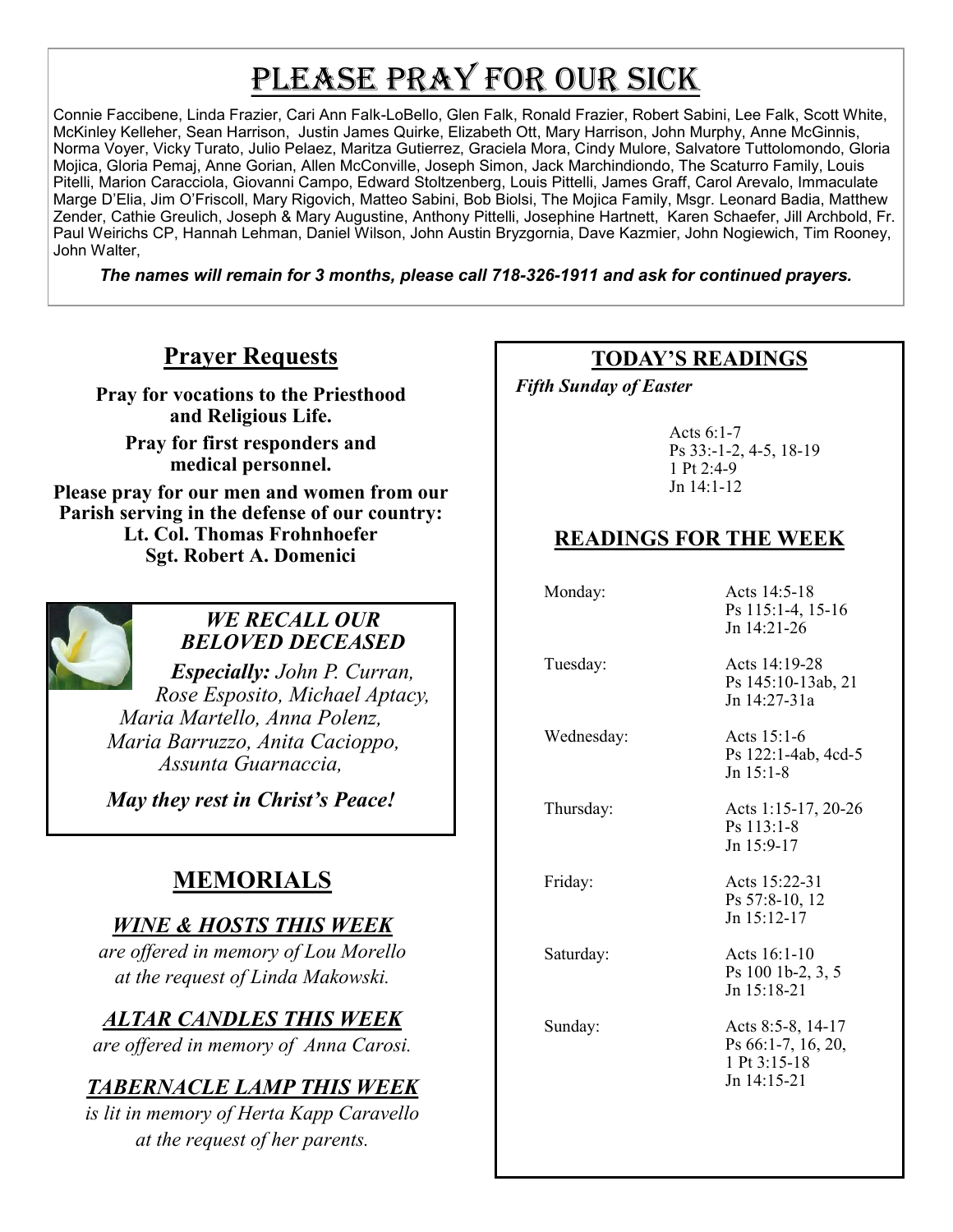# PLEASE PRAY FOR OUR SICK

Connie Faccibene, Linda Frazier, Cari Ann Falk-LoBello, Glen Falk, Ronald Frazier, Robert Sabini, Lee Falk, Scott White, McKinley Kelleher, Sean Harrison, Justin James Quirke, Elizabeth Ott, Mary Harrison, John Murphy, Anne McGinnis, Norma Voyer, Vicky Turato, Julio Pelaez, Maritza Gutierrez, Graciela Mora, Cindy Mulore, Salvatore Tuttolomondo, Gloria Mojica, Gloria Pemaj, Anne Gorian, Allen McConville, Joseph Simon, Jack Marchindiondo, The Scaturro Family, Louis Pitelli, Marion Caracciola, Giovanni Campo, Edward Stoltzenberg, Louis Pittelli, James Graff, Carol Arevalo, Immaculate Marge D'Elia, Jim O'Friscoll, Mary Rigovich, Matteo Sabini, Bob Biolsi, The Mojica Family, Msgr. Leonard Badia, Matthew Zender, Cathie Greulich, Joseph & Mary Augustine, Anthony Pittelli, Josephine Hartnett, Karen Schaefer, Jill Archbold, Fr. Paul Weirichs CP, Hannah Lehman, Daniel Wilson, John Austin Bryzgornia, Dave Kazmier, John Nogiewich, Tim Rooney, John Walter,

***The names will remain for 3 months, please call 718-326-1911 and ask for continued prayers.***

## Prayer Requests

**Pray for vocations to the Priesthood and Religious Life.**

**Pray for first responders and medical personnel.**

**Please pray for our men and women from our Parish serving in the defense of our country:**
**Lt. Col. Thomas Frohnhoefer**
**Sgt. Robert A. Domenici**

### *WE RECALL OUR BELOVED DECEASED*

***Especially:*** *John P. Curran, Rose Esposito, Michael Aptacy, Maria Martello, Anna Polenz, Maria Barruzzo, Anita Cacioppo, Assunta Guarnaccia,*

***May they rest in Christ's Peace!***

## MEMORIALS

### *WINE & HOSTS THIS WEEK*

*are offered in memory of Lou Morello at the request of Linda Makowski.*

### *ALTAR CANDLES THIS WEEK*

*are offered in memory of Anna Carosi.*

### *TABERNACLE LAMP THIS WEEK*

*is lit in memory of Herta Kapp Caravello at the request of her parents.*

## TODAY'S READINGS

***Fifth Sunday of Easter***

Acts 6:1-7
Ps 33:-1-2, 4-5, 18-19
1 Pt 2:4-9
Jn 14:1-12

## READINGS FOR THE WEEK

| | |
|---|---|
| Monday: | Acts 14:5-18<br>Ps 115:1-4, 15-16<br>Jn 14:21-26 |
| Tuesday: | Acts 14:19-28<br>Ps 145:10-13ab, 21<br>Jn 14:27-31a |
| Wednesday: | Acts 15:1-6<br>Ps 122:1-4ab, 4cd-5<br>Jn 15:1-8 |
| Thursday: | Acts 1:15-17, 20-26<br>Ps 113:1-8<br>Jn 15:9-17 |
| Friday: | Acts 15:22-31<br>Ps 57:8-10, 12<br>Jn 15:12-17 |
| Saturday: | Acts 16:1-10<br>Ps 100 1b-2, 3, 5<br>Jn 15:18-21 |
| Sunday: | Acts 8:5-8, 14-17<br>Ps 66:1-7, 16, 20,<br>1 Pt 3:15-18<br>Jn 14:15-21 |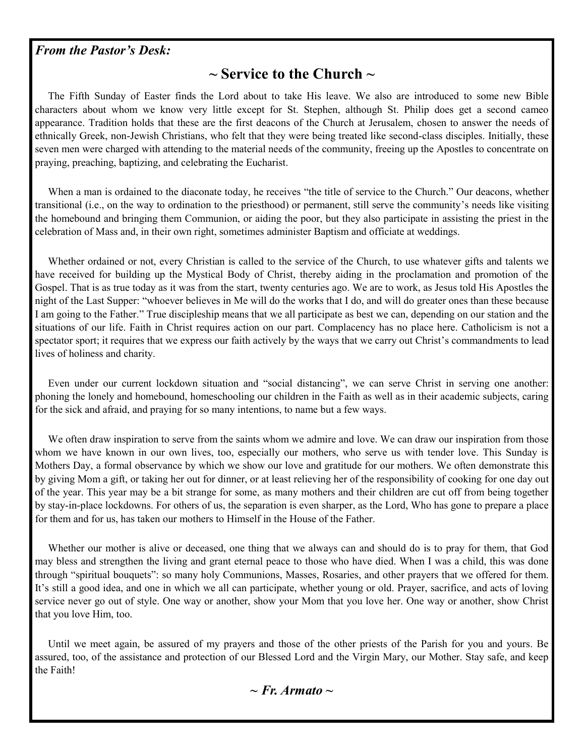***From the Pastor's Desk:***

## ~ Service to the Church ~

The Fifth Sunday of Easter finds the Lord about to take His leave. We also are introduced to some new Bible characters about whom we know very little except for St. Stephen, although St. Philip does get a second cameo appearance. Tradition holds that these are the first deacons of the Church at Jerusalem, chosen to answer the needs of ethnically Greek, non-Jewish Christians, who felt that they were being treated like second-class disciples. Initially, these seven men were charged with attending to the material needs of the community, freeing up the Apostles to concentrate on praying, preaching, baptizing, and celebrating the Eucharist.

When a man is ordained to the diaconate today, he receives "the title of service to the Church." Our deacons, whether transitional (i.e., on the way to ordination to the priesthood) or permanent, still serve the community's needs like visiting the homebound and bringing them Communion, or aiding the poor, but they also participate in assisting the priest in the celebration of Mass and, in their own right, sometimes administer Baptism and officiate at weddings.

Whether ordained or not, every Christian is called to the service of the Church, to use whatever gifts and talents we have received for building up the Mystical Body of Christ, thereby aiding in the proclamation and promotion of the Gospel. That is as true today as it was from the start, twenty centuries ago. We are to work, as Jesus told His Apostles the night of the Last Supper: "whoever believes in Me will do the works that I do, and will do greater ones than these because I am going to the Father." True discipleship means that we all participate as best we can, depending on our station and the situations of our life. Faith in Christ requires action on our part. Complacency has no place here. Catholicism is not a spectator sport; it requires that we express our faith actively by the ways that we carry out Christ's commandments to lead lives of holiness and charity.

Even under our current lockdown situation and "social distancing", we can serve Christ in serving one another: phoning the lonely and homebound, homeschooling our children in the Faith as well as in their academic subjects, caring for the sick and afraid, and praying for so many intentions, to name but a few ways.

We often draw inspiration to serve from the saints whom we admire and love. We can draw our inspiration from those whom we have known in our own lives, too, especially our mothers, who serve us with tender love. This Sunday is Mothers Day, a formal observance by which we show our love and gratitude for our mothers. We often demonstrate this by giving Mom a gift, or taking her out for dinner, or at least relieving her of the responsibility of cooking for one day out of the year. This year may be a bit strange for some, as many mothers and their children are cut off from being together by stay-in-place lockdowns. For others of us, the separation is even sharper, as the Lord, Who has gone to prepare a place for them and for us, has taken our mothers to Himself in the House of the Father.

Whether our mother is alive or deceased, one thing that we always can and should do is to pray for them, that God may bless and strengthen the living and grant eternal peace to those who have died. When I was a child, this was done through "spiritual bouquets": so many holy Communions, Masses, Rosaries, and other prayers that we offered for them. It's still a good idea, and one in which we all can participate, whether young or old. Prayer, sacrifice, and acts of loving service never go out of style. One way or another, show your Mom that you love her. One way or another, show Christ that you love Him, too.

Until we meet again, be assured of my prayers and those of the other priests of the Parish for you and yours. Be assured, too, of the assistance and protection of our Blessed Lord and the Virgin Mary, our Mother. Stay safe, and keep the Faith!

***~ Fr. Armato ~***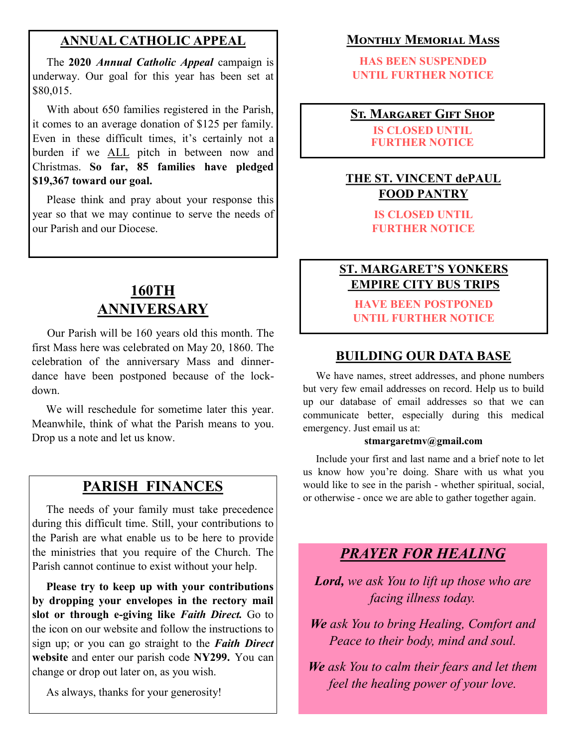## ANNUAL CATHOLIC APPEAL

The **2020** ***Annual Catholic Appeal*** campaign is underway. Our goal for this year has been set at $80,015.

With about 650 families registered in the Parish, it comes to an average donation of $125 per family. Even in these difficult times, it's certainly not a burden if we ALL pitch in between now and Christmas. **So far, 85 families have pledged $19,367 toward our goal.**

Please think and pray about your response this year so that we may continue to serve the needs of our Parish and our Diocese.

## 160TH ANNIVERSARY

Our Parish will be 160 years old this month. The first Mass here was celebrated on May 20, 1860. The celebration of the anniversary Mass and dinner-dance have been postponed because of the lock-down.

We will reschedule for sometime later this year. Meanwhile, think of what the Parish means to you. Drop us a note and let us know.

## PARISH FINANCES

The needs of your family must take precedence during this difficult time. Still, your contributions to the Parish are what enable us to be here to provide the ministries that you require of the Church. The Parish cannot continue to exist without your help.

**Please try to keep up with your contributions by dropping your envelopes in the rectory mail slot or through e-giving like *Faith Direct.*** Go to the icon on our website and follow the instructions to sign up; or you can go straight to the ***Faith Direct*** **website** and enter our parish code **NY299.** You can change or drop out later on, as you wish.

As always, thanks for your generosity!

## MONTHLY MEMORIAL MASS

**HAS BEEN SUSPENDED UNTIL FURTHER NOTICE**

## ST. MARGARET GIFT SHOP

**IS CLOSED UNTIL FURTHER NOTICE**

## THE ST. VINCENT dePAUL FOOD PANTRY

**IS CLOSED UNTIL FURTHER NOTICE**

## ST. MARGARET'S YONKERS EMPIRE CITY BUS TRIPS

**HAVE BEEN POSTPONED UNTIL FURTHER NOTICE**

## BUILDING OUR DATA BASE

We have names, street addresses, and phone numbers but very few email addresses on record. Help us to build up our database of email addresses so that we can communicate better, especially during this medical emergency. Just email us at:

**stmargaretmv@gmail.com**

Include your first and last name and a brief note to let us know how you're doing. Share with us what you would like to see in the parish - whether spiritual, social, or otherwise - once we are able to gather together again.

## *PRAYER FOR HEALING*

***Lord,*** *we ask You to lift up those who are facing illness today.*

***We*** *ask You to bring Healing, Comfort and Peace to their body, mind and soul.*

***We*** *ask You to calm their fears and let them feel the healing power of your love.*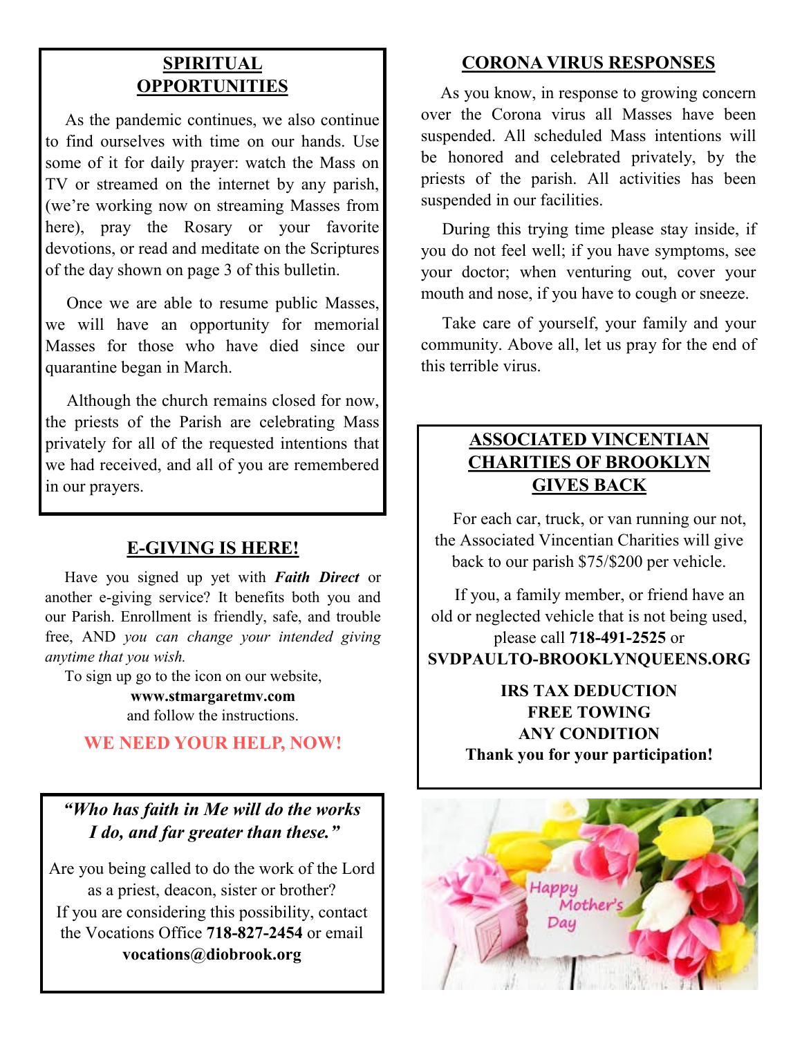## SPIRITUAL OPPORTUNITIES

As the pandemic continues, we also continue to find ourselves with time on our hands. Use some of it for daily prayer: watch the Mass on TV or streamed on the internet by any parish, (we're working now on streaming Masses from here), pray the Rosary or your favorite devotions, or read and meditate on the Scriptures of the day shown on page 3 of this bulletin.

Once we are able to resume public Masses, we will have an opportunity for memorial Masses for those who have died since our quarantine began in March.

Although the church remains closed for now, the priests of the Parish are celebrating Mass privately for all of the requested intentions that we had received, and all of you are remembered in our prayers.

## E-GIVING IS HERE!

Have you signed up yet with ***Faith Direct*** or another e-giving service? It benefits both you and our Parish. Enrollment is friendly, safe, and trouble free, AND *you can change your intended giving anytime that you wish.*

To sign up go to the icon on our website, **www.stmargaretmv.com** and follow the instructions.

**WE NEED YOUR HELP, NOW!**

***"Who has faith in Me will do the works I do, and far greater than these."***

Are you being called to do the work of the Lord as a priest, deacon, sister or brother? If you are considering this possibility, contact the Vocations Office **718-827-2454** or email **vocations@diobrook.org**

## CORONA VIRUS RESPONSES

As you know, in response to growing concern over the Corona virus all Masses have been suspended. All scheduled Mass intentions will be honored and celebrated privately, by the priests of the parish. All activities has been suspended in our facilities.

During this trying time please stay inside, if you do not feel well; if you have symptoms, see your doctor; when venturing out, cover your mouth and nose, if you have to cough or sneeze.

Take care of yourself, your family and your community. Above all, let us pray for the end of this terrible virus.

## ASSOCIATED VINCENTIAN CHARITIES OF BROOKLYN GIVES BACK

For each car, truck, or van running our not, the Associated Vincentian Charities will give back to our parish $75/$200 per vehicle.

If you, a family member, or friend have an old or neglected vehicle that is not being used, please call **718-491-2525** or **SVDPAULTO-BROOKLYNQUEENS.ORG**

**IRS TAX DEDUCTION**
**FREE TOWING**
**ANY CONDITION**
**Thank you for your participation!**